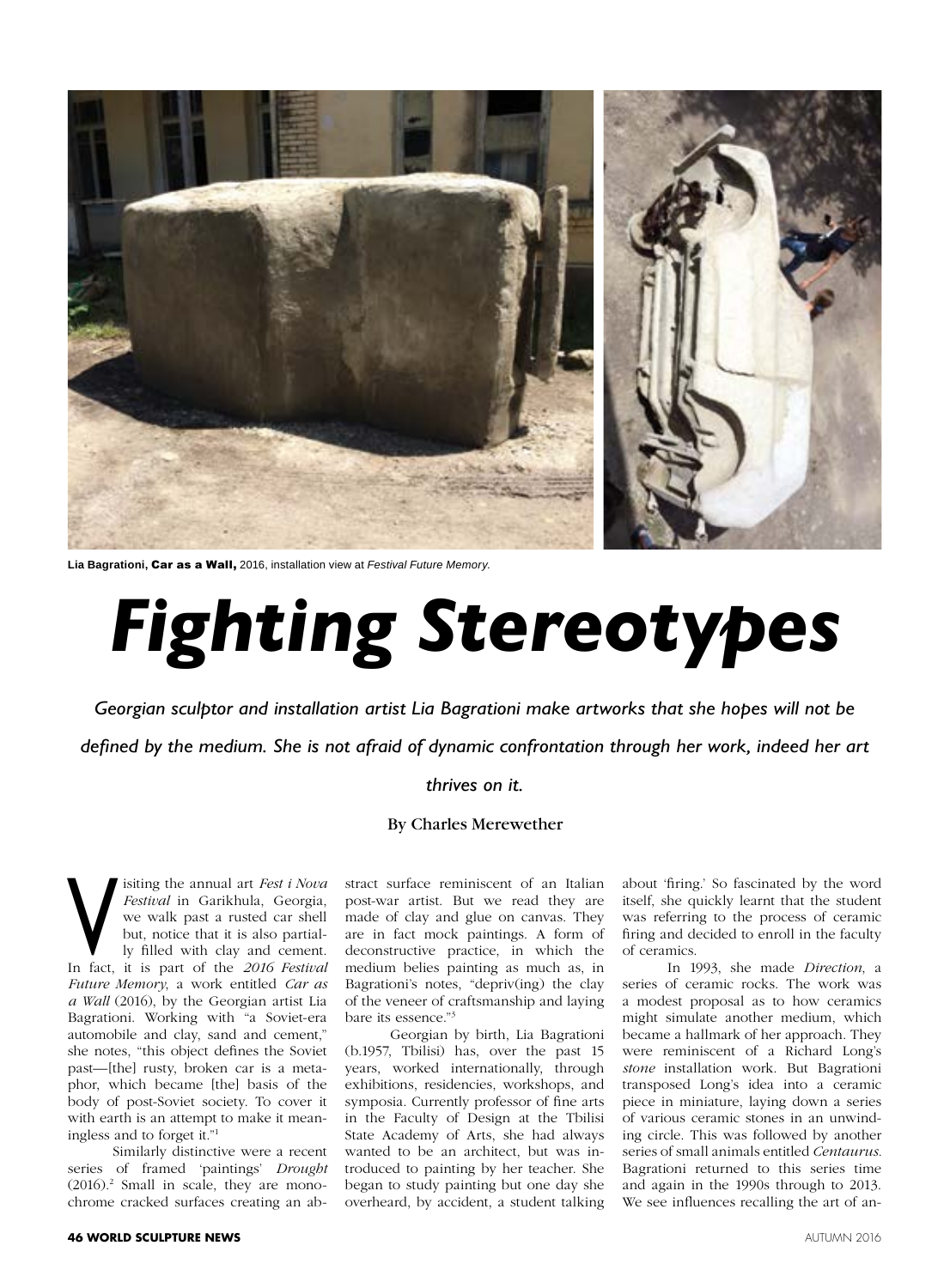Lia Bagrationi, **Car as a Wall,** 2016, installation view at *Festival Future Memory*.

# *Fighting Stereotypes*

*Georgian sculptor and installation artist Lia Bagrationi make artworks that she hopes will not be defined by the medium. She is not afraid of dynamic confrontation through her work, indeed her art thrives on it.*

**By Charles Merewether**

Visiting the annual art *Fest i Nova Festival* in Garikhula, Georgia, we walk past a rusted car shell but, notice that it is also partially filled with clay and cement. In fact, it is part of the *2016 Festival Future Memory,* a work entitled *Car as a Wall* (2016), by the Georgian artist Lia Bagrationi. Working with "a Soviet-era automobile and clay, sand and cement," she notes, "this object defines the Soviet past—[the] rusty, broken car is a metaphor, which became [the] basis of the body of post-Soviet society. To cover it with earth is an attempt to make it meaningless and to forget it."[1]

Similarly distinctive were a recent series of framed 'paintings' *Drought* (2016).[2] Small in scale, they are monochrome cracked surfaces creating an abstract surface reminiscent of an Italian post-war artist. But we read they are made of clay and glue on canvas. They are in fact mock paintings. A form of deconstructive practice, in which the medium belies painting as much as, in Bagrationi's notes, "depriv(ing) the clay of the veneer of craftsmanship and laying bare its essence."[3]

Georgian by birth, Lia Bagrationi (b.1957, Tbilisi) has, over the past 15 years, worked internationally, through exhibitions, residencies, workshops, and symposia. Currently professor of fine arts in the Faculty of Design at the Tbilisi State Academy of Arts, she had always wanted to be an architect, but was introduced to painting by her teacher. She began to study painting but one day she overheard, by accident, a student talking about 'firing.' So fascinated by the word itself, she quickly learnt that the student was referring to the process of ceramic firing and decided to enroll in the faculty of ceramics.

In 1993, she made *Direction,* a series of ceramic rocks. The work was a modest proposal as to how ceramics might simulate another medium, which became a hallmark of her approach. They were reminiscent of a Richard Long's *stone* installation work. But Bagrationi transposed Long's idea into a ceramic piece in miniature, laying down a series of various ceramic stones in an unwinding circle. This was followed by another series of small animals entitled *Centaurus.* Bagrationi returned to this series time and again in the 1990s through to 2013. We see influences recalling the art of an-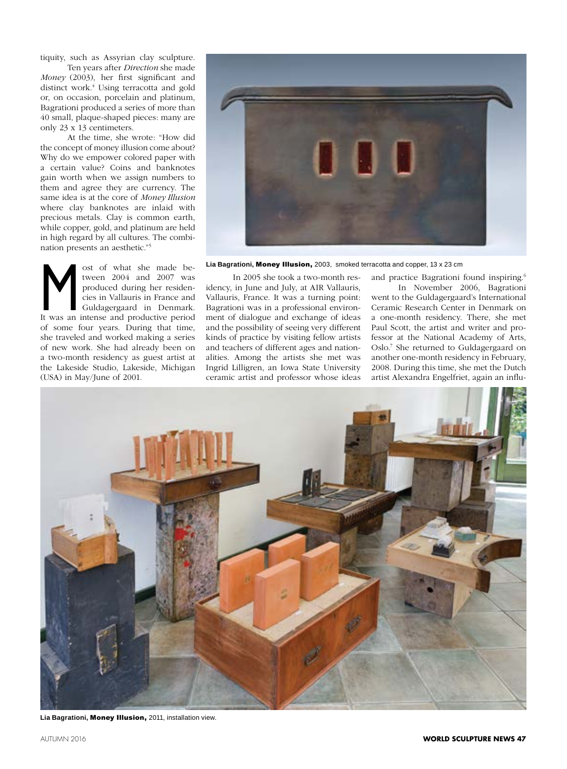tiquity, such as Assyrian clay sculpture.

Ten years after *Direction* she made *Money* (2003), her first significant and distinct work.[4] Using terracotta and gold or, on occasion, porcelain and platinum, Bagrationi produced a series of more than 40 small, plaque-shaped pieces: many are only 23 x 13 centimeters.

At the time, she wrote: "How did the concept of money illusion come about? Why do we empower colored paper with a certain value? Coins and banknotes gain worth when we assign numbers to them and agree they are currency. The same idea is at the core of *Money Illusion* where clay banknotes are inlaid with precious metals. Clay is common earth, while copper, gold, and platinum are held in high regard by all cultures. The combination presents an aesthetic."[5]

**Lia Bagrationi, Money Illusion,** 2003, smoked terracotta and copper, 13 x 23 cm

Most of what she made between 2004 and 2007 was produced during her residencies in Vallauris in France and Guldagergaard in Denmark. It was an intense and productive period of some four years. During that time, she traveled and worked making a series of new work. She had already been on a two-month residency as guest artist at the Lakeside Studio, Lakeside, Michigan (USA) in May/June of 2001.

In 2005 she took a two-month residency, in June and July, at AIR Vallauris, Vallauris, France. It was a turning point: Bagrationi was in a professional environment of dialogue and exchange of ideas and the possibility of seeing very different kinds of practice by visiting fellow artists and teachers of different ages and nationalities. Among the artists she met was Ingrid Lilligren, an Iowa State University ceramic artist and professor whose ideas and practice Bagrationi found inspiring.[6]

In November 2006, Bagrationi went to the Guldagergaard's International Ceramic Research Center in Denmark on a one-month residency. There, she met Paul Scott, the artist and writer and professor at the National Academy of Arts, Oslo.[7] She returned to Guldagergaard on another one-month residency in February, 2008. During this time, she met the Dutch artist Alexandra Engelfriet, again an influ-

**Lia Bagrationi, Money Illusion,** 2011, installation view.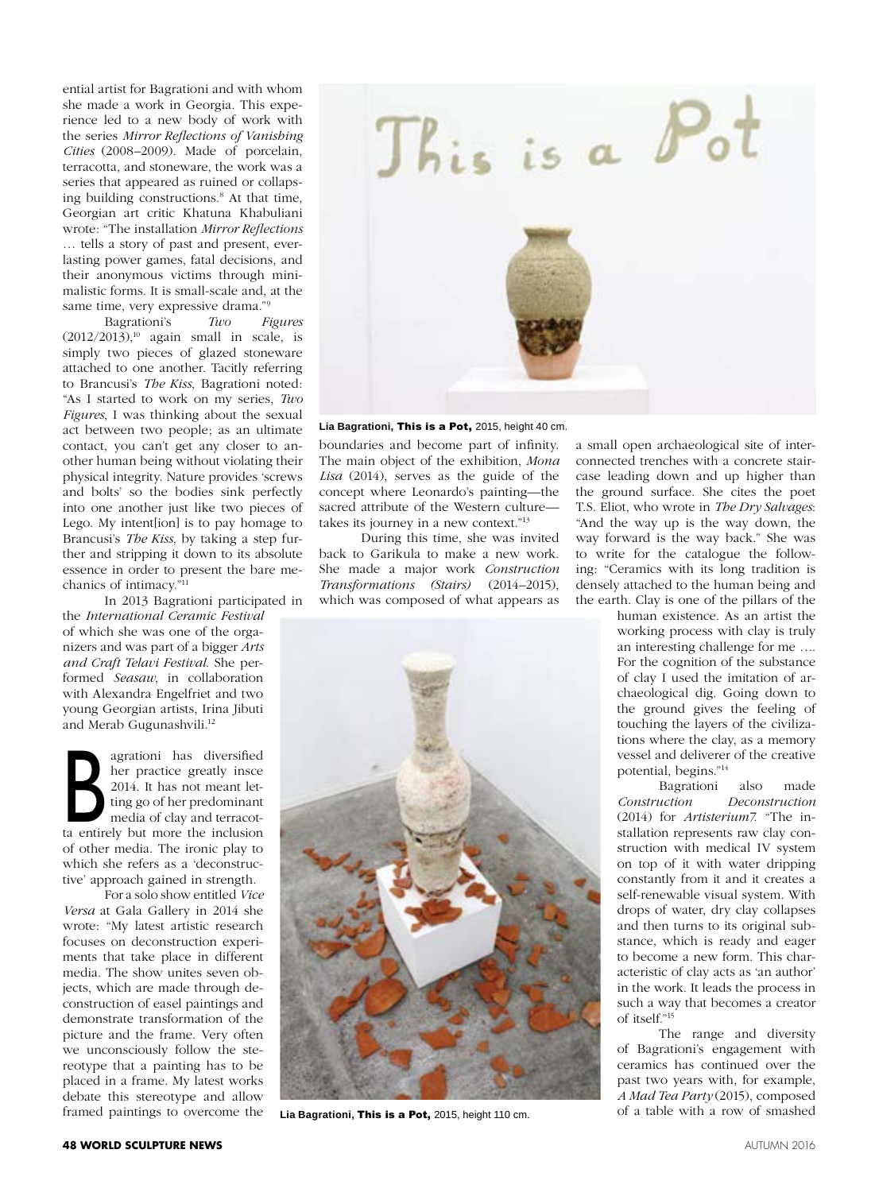ential artist for Bagrationi and with whom she made a work in Georgia. This experience led to a new body of work with the series *Mirror Reflections of Vanishing Cities* (2008–2009). Made of porcelain, terracotta, and stoneware, the work was a series that appeared as ruined or collapsing building constructions.[8] At that time, Georgian art critic Khatuna Khabuliani wrote: "The installation *Mirror Reflections* … tells a story of past and present, everlasting power games, fatal decisions, and their anonymous victims through minimalistic forms. It is small-scale and, at the same time, very expressive drama."[9]

Bagrationi's *Two Figures* (2012/2013),[10] again small in scale, is simply two pieces of glazed stoneware attached to one another. Tacitly referring to Brancusi's *The Kiss*, Bagrationi noted: "As I started to work on my series, *Two Figures*, I was thinking about the sexual act between two people; as an ultimate contact, you can't get any closer to another human being without violating their physical integrity. Nature provides 'screws and bolts' so the bodies sink perfectly into one another just like two pieces of Lego. My intent[ion] is to pay homage to Brancusi's *The Kiss*, by taking a step further and stripping it down to its absolute essence in order to present the bare mechanics of intimacy."[11]

In 2013 Bagrationi participated in the *International Ceramic Festival* of which she was one of the organizers and was part of a bigger *Arts and Craft Telavi Festival*. She performed *Seasaw*, in collaboration with Alexandra Engelfriet and two young Georgian artists, Irina Jibuti and Merab Gugunashvili.[12]

Bagrationi has diversified her practice greatly insce 2014. It has not meant letting go of her predominant media of clay and terracotta entirely but more the inclusion of other media. The ironic play to which she refers as a 'deconstructive' approach gained in strength.

For a solo show entitled *Vice Versa* at Gala Gallery in 2014 she wrote: "My latest artistic research focuses on deconstruction experiments that take place in different media. The show unites seven objects, which are made through deconstruction of easel paintings and demonstrate transformation of the picture and the frame. Very often we unconsciously follow the stereotype that a painting has to be placed in a frame. My latest works debate this stereotype and allow framed paintings to overcome the boundaries and become part of infinity. The main object of the exhibition, *Mona Lisa* (2014), serves as the guide of the concept where Leonardo's painting—the sacred attribute of the Western culture—takes its journey in a new context."[13]

Lia Bagrationi, **This is a Pot,** 2015, height 40 cm.

During this time, she was invited back to Garikula to make a new work. She made a major work *Construction Transformations (Stairs)* (2014–2015), which was composed of what appears as a small open archaeological site of interconnected trenches with a concrete staircase leading down and up higher than the ground surface. She cites the poet T.S. Eliot, who wrote in *The Dry Salvages*: "And the way up is the way down, the way forward is the way back." She was to write for the catalogue the following: "Ceramics with its long tradition is densely attached to the human being and the earth. Clay is one of the pillars of the human existence. As an artist the working process with clay is truly an interesting challenge for me …. For the cognition of the substance of clay I used the imitation of archaeological dig. Going down to the ground gives the feeling of touching the layers of the civilizations where the clay, as a memory vessel and deliverer of the creative potential, begins."[14]

Bagrationi also made *Construction Deconstruction* (2014) for *Artisterium7*. "The installation represents raw clay construction with medical IV system on top of it with water dripping constantly from it and it creates a self-renewable visual system. With drops of water, dry clay collapses and then turns to its original substance, which is ready and eager to become a new form. This characteristic of clay acts as 'an author' in the work. It leads the process in such a way that becomes a creator of itself."[15]

The range and diversity of Bagrationi's engagement with ceramics has continued over the past two years with, for example, *A Mad Tea Party* (2015), composed of a table with a row of smashed

Lia Bagrationi, **This is a Pot,** 2015, height 110 cm.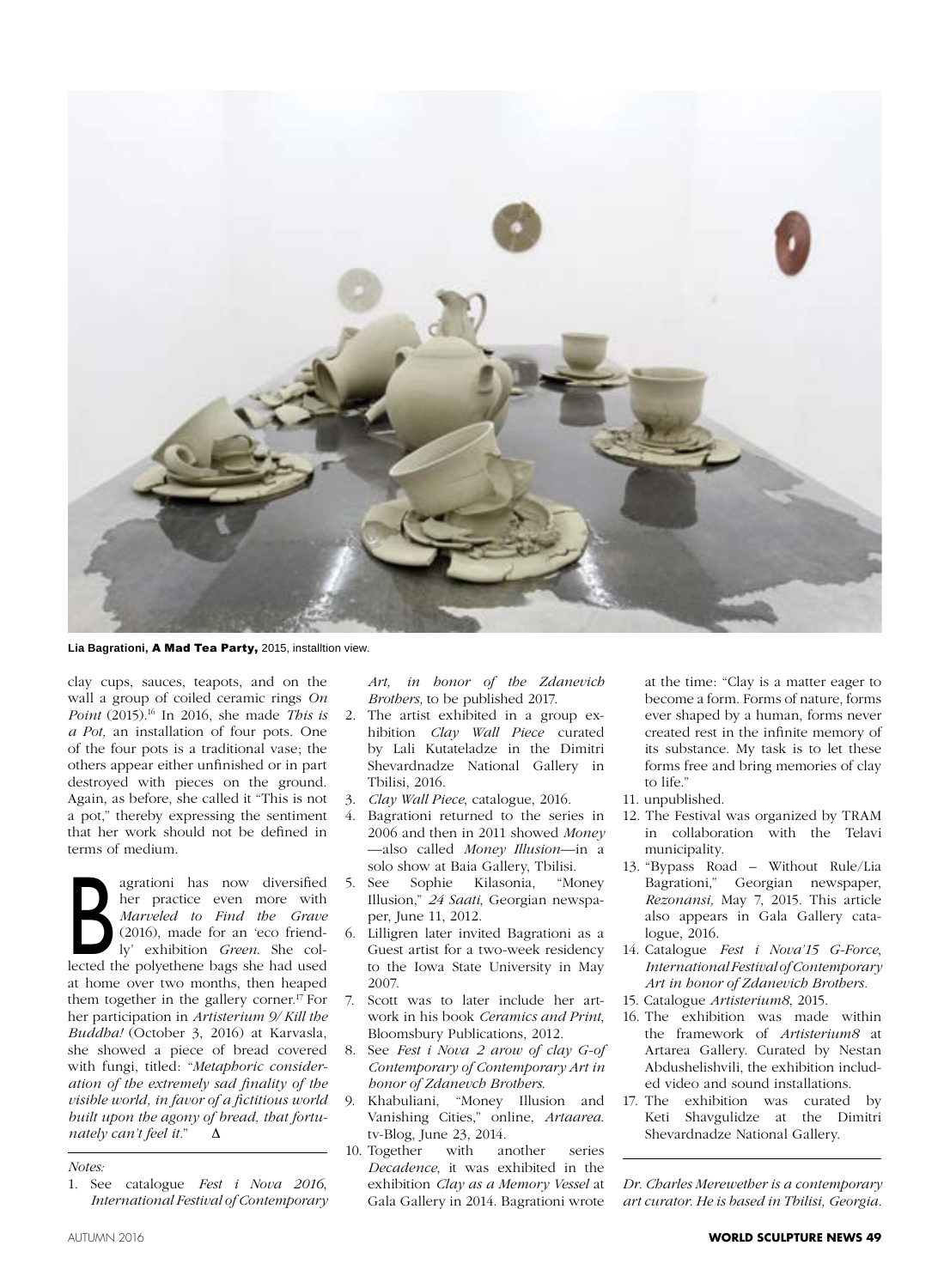Lia Bagrationi, **A Mad Tea Party,** 2015, installtion view.

clay cups, sauces, teapots, and on the wall a group of coiled ceramic rings *On Point* (2015).[16] In 2016, she made *This is a Pot,* an installation of four pots. One of the four pots is a traditional vase; the others appear either unfinished or in part destroyed with pieces on the ground. Again, as before, she called it "This is not a pot," thereby expressing the sentiment that her work should not be defined in terms of medium.

Bagrationi has now diversified her practice even more with *Marveled to Find the Grave* (2016), made for an 'eco friendly' exhibition *Green.* She collected the polyethene bags she had used at home over two months, then heaped them together in the gallery corner.[17] For her participation in *Artisterium 9/ Kill the Buddha!* (October 3, 2016) at Karvasla, she showed a piece of bread covered with fungi, titled: "*Metaphoric consideration of the extremely sad finality of the visible world, in favor of a fictitious world built upon the agony of bread, that fortunately can't feel it.*" Δ

*Notes:*

1. See catalogue *Fest i Nova 2016, International Festival of Contemporary Art, in honor of the Zdanevich Brothers,* to be published 2017.
2. The artist exhibited in a group exhibition *Clay Wall Piece* curated by Lali Kutateladze in the Dimitri Shevardnadze National Gallery in Tbilisi, 2016.
3. *Clay Wall Piece*, catalogue, 2016.
4. Bagrationi returned to the series in 2006 and then in 2011 showed *Money* —also called *Money Illusion*—in a solo show at Baia Gallery, Tbilisi.
5. See Sophie Kilasonia, "Money Illusion," *24 Saati*, Georgian newspaper, June 11, 2012.
6. Lilligren later invited Bagrationi as a Guest artist for a two-week residency to the Iowa State University in May 2007.
7. Scott was to later include her artwork in his book *Ceramics and Print*, Bloomsbury Publications, 2012.
8. See *Fest i Nova 2 arow of clay G-of Contemporary of Contemporary Art in honor of Zdanevch Brothers.*
9. Khabuliani, "Money Illusion and Vanishing Cities," online, *Artaarea.* tv-Blog, June 23, 2014.
10. Together with another series *Decadence*, it was exhibited in the exhibition *Clay as a Memory Vessel* at Gala Gallery in 2014. Bagrationi wrote at the time: "Clay is a matter eager to become a form. Forms of nature, forms ever shaped by a human, forms never created rest in the infinite memory of its substance. My task is to let these forms free and bring memories of clay to life."
11. unpublished.
12. The Festival was organized by TRAM in collaboration with the Telavi municipality.
13. "Bypass Road – Without Rule/Lia Bagrationi," Georgian newspaper, *Rezonansi,* May 7, 2015. This article also appears in Gala Gallery catalogue, 2016.
14. Catalogue *Fest i Nova'15 G-Force, International Festival of Contemporary Art in honor of Zdanevich Brothers.*
15. Catalogue *Artisterium8*, 2015.
16. The exhibition was made within the framework of *Artisterium8* at Artarea Gallery. Curated by Nestan Abdushelishvili, the exhibition included video and sound installations.
17. The exhibition was curated by Keti Shavgulidze at the Dimitri Shevardnadze National Gallery.

*Dr. Charles Merewether is a contemporary art curator. He is based in Tbilisi, Georgia.*